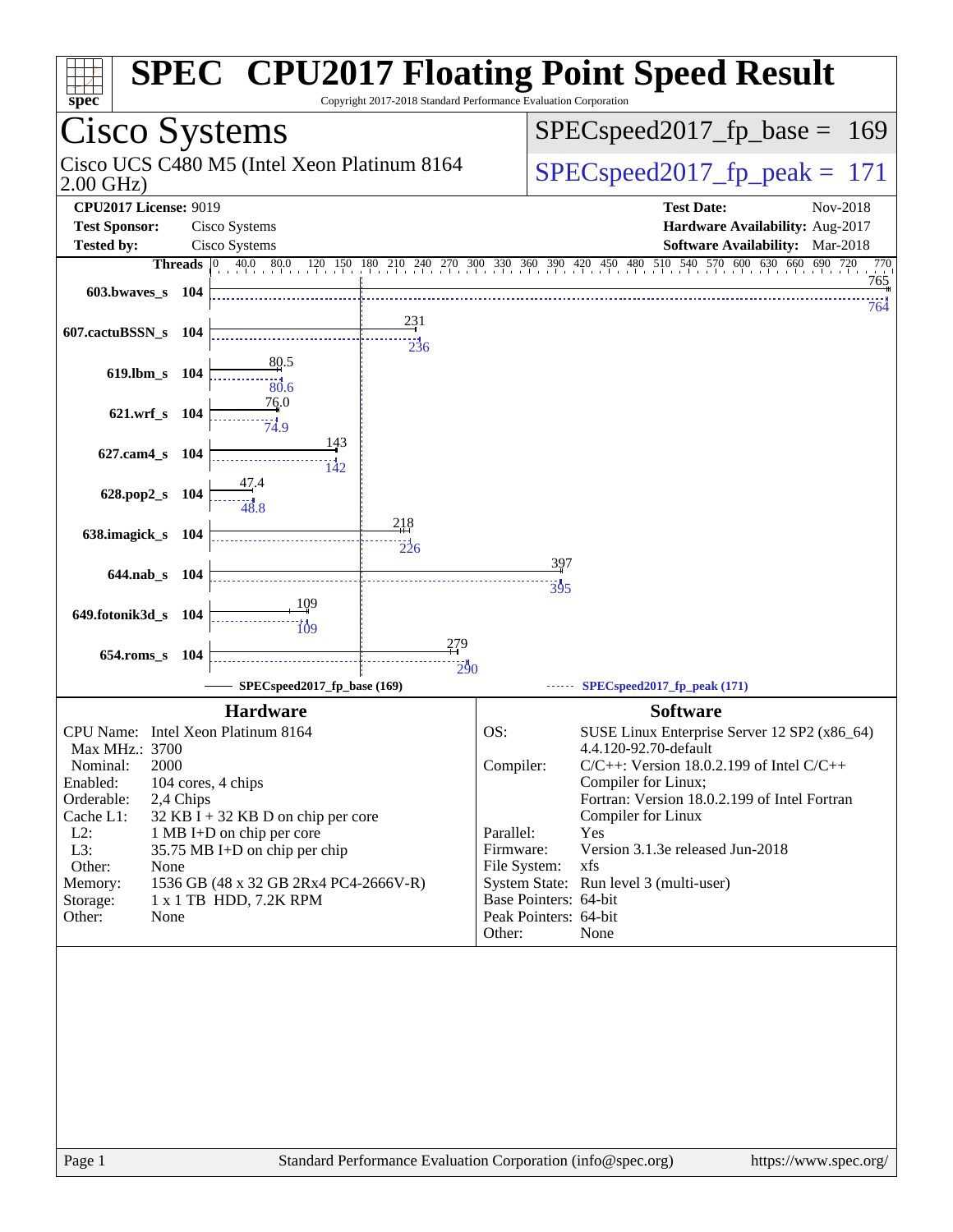# SPEC CPU2017 Floating Point Speed Result

Copyright 2017-2018 Standard Performance Evaluation Corporation

## Cisco Systems

Cisco UCS C480 M5 (Intel Xeon Platinum 8164 2.00 GHz)

SPECspeed2017_fp_base = 169

SPECspeed2017_fp_peak = 171

**CPU2017 License:** 9019
**Test Sponsor:** Cisco Systems
**Tested by:** Cisco Systems

**Test Date:** Nov-2018
**Hardware Availability:** Aug-2017
**Software Availability:** Mar-2018

| Benchmark | Threads | Base | Peak |
|---|---|---|---|
| 603.bwaves_s | 104 | 765 | 764 |
| 607.cactuBSSN_s | 104 | 231 | 236 |
| 619.lbm_s | 104 | 80.5 | 80.6 |
| 621.wrf_s | 104 | 76.0 | 74.9 |
| 627.cam4_s | 104 | 143 | 142 |
| 628.pop2_s | 104 | 47.4 | 48.8 |
| 638.imagick_s | 104 | 218 | 226 |
| 644.nab_s | 104 | 397 | 395 |
| 649.fotonik3d_s | 104 | 109 | 109 |
| 654.roms_s | 104 | 279 | 290 |

SPECspeed2017_fp_base (169)

SPECspeed2017_fp_peak (171)

### Hardware

| | |
|---|---|
| CPU Name: | Intel Xeon Platinum 8164 |
| Max MHz.: | 3700 |
| Nominal: | 2000 |
| Enabled: | 104 cores, 4 chips |
| Orderable: | 2,4 Chips |
| Cache L1: | 32 KB I + 32 KB D on chip per core |
| L2: | 1 MB I+D on chip per core |
| L3: | 35.75 MB I+D on chip per chip |
| Other: | None |
| Memory: | 1536 GB (48 x 32 GB 2Rx4 PC4-2666V-R) |
| Storage: | 1 x 1 TB HDD, 7.2K RPM |
| Other: | None |

### Software

| | |
|---|---|
| OS: | SUSE Linux Enterprise Server 12 SP2 (x86_64) 4.4.120-92.70-default |
| Compiler: | C/C++: Version 18.0.2.199 of Intel C/C++ Compiler for Linux; Fortran: Version 18.0.2.199 of Intel Fortran Compiler for Linux |
| Parallel: | Yes |
| Firmware: | Version 3.1.3e released Jun-2018 |
| File System: | xfs |
| System State: | Run level 3 (multi-user) |
| Base Pointers: | 64-bit |
| Peak Pointers: | 64-bit |
| Other: | None |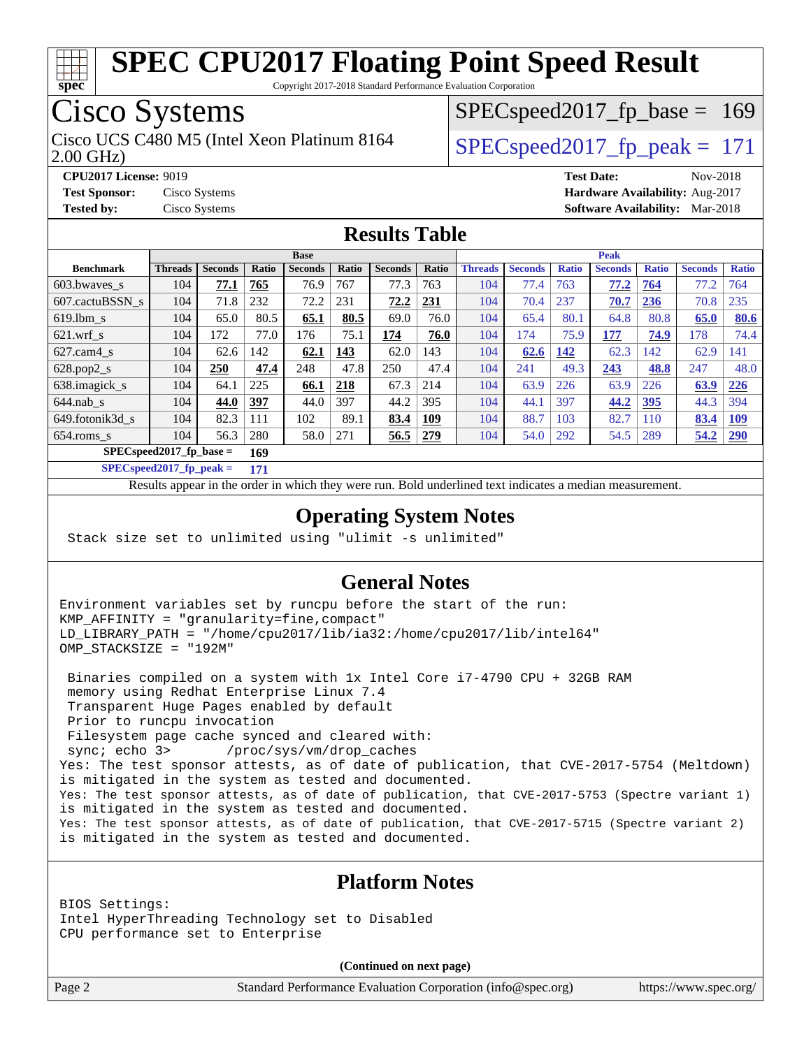# SPEC CPU2017 Floating Point Speed Result

Copyright 2017-2018 Standard Performance Evaluation Corporation

## Cisco Systems

Cisco UCS C480 M5 (Intel Xeon Platinum 8164 2.00 GHz)

SPECspeed2017_fp_base = 169

SPECspeed2017_fp_peak = 171

**CPU2017 License:** 9019
**Test Sponsor:** Cisco Systems
**Tested by:** Cisco Systems

**Test Date:** Nov-2018
**Hardware Availability:** Aug-2017
**Software Availability:** Mar-2018

## Results Table

| Benchmark | Base | | | | | | | Peak | | | | | | |
|---|---|---|---|---|---|---|---|---|---|---|---|---|---|---|
| | Threads | Seconds | Ratio | Seconds | Ratio | Seconds | Ratio | Threads | Seconds | Ratio | Seconds | Ratio | Seconds | Ratio |
| 603.bwaves_s | 104 | **77.1** | **765** | 76.9 | 767 | 77.3 | 763 | 104 | 77.4 | 763 | **77.2** | **764** | 77.2 | 764 |
| 607.cactuBSSN_s | 104 | 71.8 | 232 | 72.2 | 231 | **72.2** | **231** | 104 | 70.4 | 237 | **70.7** | **236** | 70.8 | 235 |
| 619.lbm_s | 104 | 65.0 | 80.5 | **65.1** | **80.5** | 69.0 | 76.0 | 104 | 65.4 | 80.1 | 64.8 | 80.8 | **65.0** | **80.6** |
| 621.wrf_s | 104 | 172 | 77.0 | 176 | 75.1 | **174** | **76.0** | 104 | 174 | 75.9 | **177** | **74.9** | 178 | 74.4 |
| 627.cam4_s | 104 | 62.6 | 142 | **62.1** | **143** | 62.0 | 143 | 104 | **62.6** | **142** | 62.3 | 142 | 62.9 | 141 |
| 628.pop2_s | 104 | **250** | **47.4** | 248 | 47.8 | 250 | 47.4 | 104 | 241 | 49.3 | **243** | **48.8** | 247 | 48.0 |
| 638.imagick_s | 104 | 64.1 | 225 | **66.1** | **218** | 67.3 | 214 | 104 | 63.9 | 226 | 63.9 | 226 | **63.9** | **226** |
| 644.nab_s | 104 | **44.0** | **397** | 44.0 | 397 | 44.2 | 395 | 104 | 44.1 | 397 | **44.2** | **395** | 44.3 | 394 |
| 649.fotonik3d_s | 104 | 82.3 | 111 | 102 | 89.1 | **83.4** | **109** | 104 | 88.7 | 103 | 82.7 | 110 | **83.4** | **109** |
| 654.roms_s | 104 | 56.3 | 280 | 58.0 | 271 | **56.5** | **279** | 104 | 54.0 | 292 | 54.5 | 289 | **54.2** | **290** |

SPECspeed2017_fp_base = **169**

SPECspeed2017_fp_peak = **171**

Results appear in the order in which they were run. Bold underlined text indicates a median measurement.

## Operating System Notes

```
Stack size set to unlimited using "ulimit -s unlimited"
```

## General Notes

```
Environment variables set by runcpu before the start of the run:
KMP_AFFINITY = "granularity=fine,compact"
LD_LIBRARY_PATH = "/home/cpu2017/lib/ia32:/home/cpu2017/lib/intel64"
OMP_STACKSIZE = "192M"

 Binaries compiled on a system with 1x Intel Core i7-4790 CPU + 32GB RAM
 memory using Redhat Enterprise Linux 7.4
 Transparent Huge Pages enabled by default
 Prior to runcpu invocation
 Filesystem page cache synced and cleared with:
 sync; echo 3>       /proc/sys/vm/drop_caches
Yes: The test sponsor attests, as of date of publication, that CVE-2017-5754 (Meltdown)
is mitigated in the system as tested and documented.
Yes: The test sponsor attests, as of date of publication, that CVE-2017-5753 (Spectre variant 1)
is mitigated in the system as tested and documented.
Yes: The test sponsor attests, as of date of publication, that CVE-2017-5715 (Spectre variant 2)
is mitigated in the system as tested and documented.
```

## Platform Notes

```
BIOS Settings:
Intel HyperThreading Technology set to Disabled
CPU performance set to Enterprise
```

**(Continued on next page)**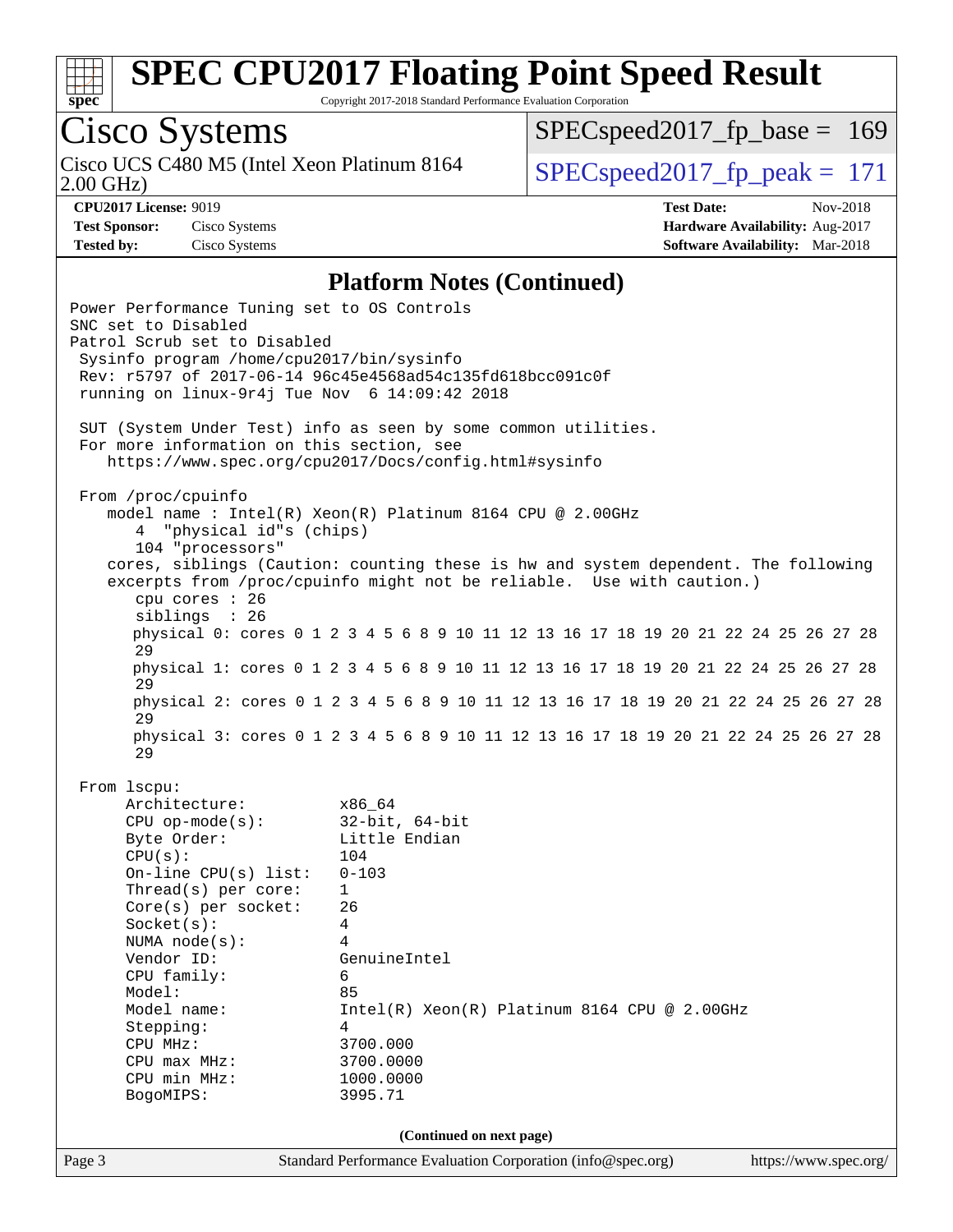## Platform Notes (Continued)

```
Power Performance Tuning set to OS Controls
SNC set to Disabled
Patrol Scrub set to Disabled
 Sysinfo program /home/cpu2017/bin/sysinfo
 Rev: r5797 of 2017-06-14 96c45e4568ad54c135fd618bcc091c0f
 running on linux-9r4j Tue Nov  6 14:09:42 2018

 SUT (System Under Test) info as seen by some common utilities.
 For more information on this section, see
    https://www.spec.org/cpu2017/Docs/config.html#sysinfo

 From /proc/cpuinfo
    model name : Intel(R) Xeon(R) Platinum 8164 CPU @ 2.00GHz
       4  "physical id"s (chips)
       104 "processors"
    cores, siblings (Caution: counting these is hw and system dependent. The following
    excerpts from /proc/cpuinfo might not be reliable.  Use with caution.)
       cpu cores : 26
       siblings  : 26
       physical 0: cores 0 1 2 3 4 5 6 8 9 10 11 12 13 16 17 18 19 20 21 22 24 25 26 27 28
       29
       physical 1: cores 0 1 2 3 4 5 6 8 9 10 11 12 13 16 17 18 19 20 21 22 24 25 26 27 28
       29
       physical 2: cores 0 1 2 3 4 5 6 8 9 10 11 12 13 16 17 18 19 20 21 22 24 25 26 27 28
       29
       physical 3: cores 0 1 2 3 4 5 6 8 9 10 11 12 13 16 17 18 19 20 21 22 24 25 26 27 28
       29

 From lscpu:
      Architecture:          x86_64
      CPU op-mode(s):        32-bit, 64-bit
      Byte Order:            Little Endian
      CPU(s):                104
      On-line CPU(s) list:   0-103
      Thread(s) per core:    1
      Core(s) per socket:    26
      Socket(s):             4
      NUMA node(s):          4
      Vendor ID:             GenuineIntel
      CPU family:            6
      Model:                 85
      Model name:            Intel(R) Xeon(R) Platinum 8164 CPU @ 2.00GHz
      Stepping:              4
      CPU MHz:               3700.000
      CPU max MHz:           3700.0000
      CPU min MHz:           1000.0000
      BogoMIPS:              3995.71
```

(Continued on next page)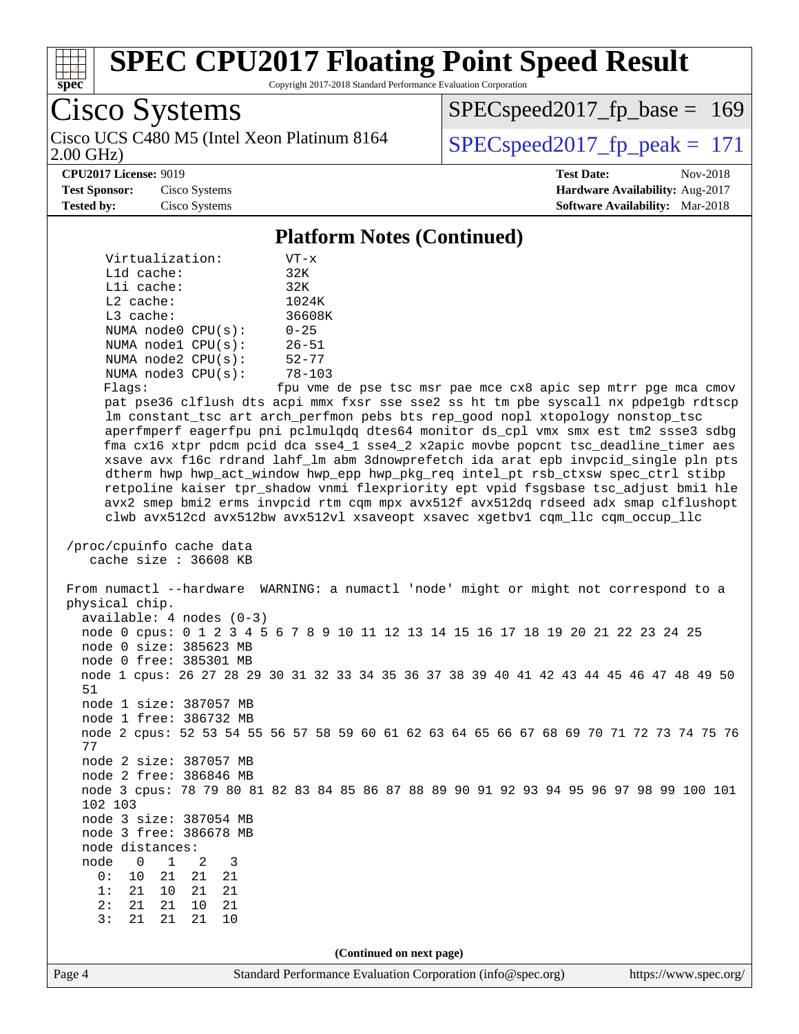# SPEC CPU2017 Floating Point Speed Result

Copyright 2017-2018 Standard Performance Evaluation Corporation

**Cisco Systems**

Cisco UCS C480 M5 (Intel Xeon Platinum 8164 2.00 GHz)

SPECspeed2017_fp_base = 169

SPECspeed2017_fp_peak = 171

**CPU2017 License:** 9019
**Test Sponsor:** Cisco Systems
**Tested by:** Cisco Systems

**Test Date:** Nov-2018
**Hardware Availability:** Aug-2017
**Software Availability:** Mar-2018

## Platform Notes (Continued)

```
     Virtualization:        VT-x
     L1d cache:             32K
     L1i cache:             32K
     L2 cache:              1024K
     L3 cache:              36608K
     NUMA node0 CPU(s):     0-25
     NUMA node1 CPU(s):     26-51
     NUMA node2 CPU(s):     52-77
     NUMA node3 CPU(s):     78-103
     Flags:                 fpu vme de pse tsc msr pae mce cx8 apic sep mtrr pge mca cmov
     pat pse36 clflush dts acpi mmx fxsr sse sse2 ss ht tm pbe syscall nx pdpe1gb rdtscp
     lm constant_tsc art arch_perfmon pebs bts rep_good nopl xtopology nonstop_tsc
     aperfmperf eagerfpu pni pclmulqdq dtes64 monitor ds_cpl vmx smx est tm2 ssse3 sdbg
     fma cx16 xtpr pdcm pcid dca sse4_1 sse4_2 x2apic movbe popcnt tsc_deadline_timer aes
     xsave avx f16c rdrand lahf_lm abm 3dnowprefetch ida arat epb invpcid_single pln pts
     dtherm hwp hwp_act_window hwp_epp hwp_pkg_req intel_pt rsb_ctxsw spec_ctrl stibp
     retpoline kaiser tpr_shadow vnmi flexpriority ept vpid fsgsbase tsc_adjust bmi1 hle
     avx2 smep bmi2 erms invpcid rtm cqm mpx avx512f avx512dq rdseed adx smap clflushopt
     clwb avx512cd avx512bw avx512vl xsaveopt xsavec xgetbv1 cqm_llc cqm_occup_llc

 /proc/cpuinfo cache data
    cache size : 36608 KB

 From numactl --hardware  WARNING: a numactl 'node' might or might not correspond to a
 physical chip.
   available: 4 nodes (0-3)
   node 0 cpus: 0 1 2 3 4 5 6 7 8 9 10 11 12 13 14 15 16 17 18 19 20 21 22 23 24 25
   node 0 size: 385623 MB
   node 0 free: 385301 MB
   node 1 cpus: 26 27 28 29 30 31 32 33 34 35 36 37 38 39 40 41 42 43 44 45 46 47 48 49 50
   51
   node 1 size: 387057 MB
   node 1 free: 386732 MB
   node 2 cpus: 52 53 54 55 56 57 58 59 60 61 62 63 64 65 66 67 68 69 70 71 72 73 74 75 76
   77
   node 2 size: 387057 MB
   node 2 free: 386846 MB
   node 3 cpus: 78 79 80 81 82 83 84 85 86 87 88 89 90 91 92 93 94 95 96 97 98 99 100 101
   102 103
   node 3 size: 387054 MB
   node 3 free: 386678 MB
   node distances:
   node   0   1   2   3
     0:  10  21  21  21
     1:  21  10  21  21
     2:  21  21  10  21
     3:  21  21  21  10
```

(Continued on next page)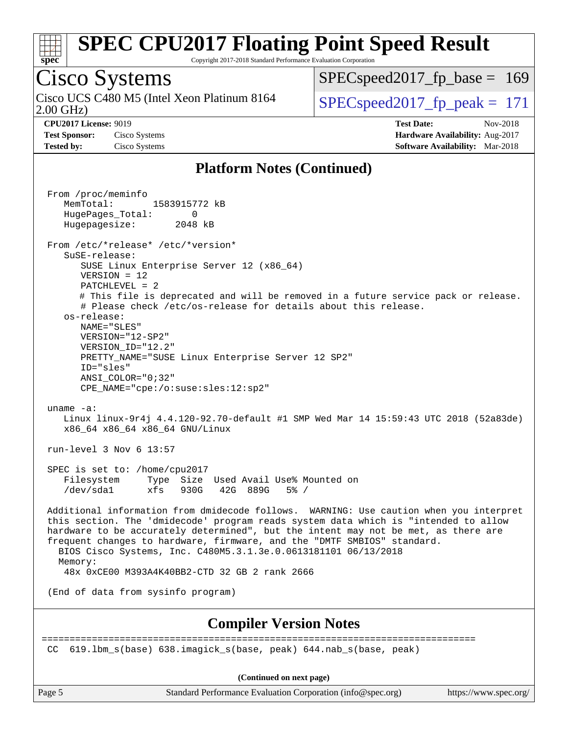## Platform Notes (Continued)

```
From /proc/meminfo
   MemTotal:       1583915772 kB
   HugePages_Total:       0
   Hugepagesize:       2048 kB

From /etc/*release* /etc/*version*
   SuSE-release:
      SUSE Linux Enterprise Server 12 (x86_64)
      VERSION = 12
      PATCHLEVEL = 2
      # This file is deprecated and will be removed in a future service pack or release.
      # Please check /etc/os-release for details about this release.
   os-release:
      NAME="SLES"
      VERSION="12-SP2"
      VERSION_ID="12.2"
      PRETTY_NAME="SUSE Linux Enterprise Server 12 SP2"
      ID="sles"
      ANSI_COLOR="0;32"
      CPE_NAME="cpe:/o:suse:sles:12:sp2"

uname -a:
   Linux linux-9r4j 4.4.120-92.70-default #1 SMP Wed Mar 14 15:59:43 UTC 2018 (52a83de)
   x86_64 x86_64 x86_64 GNU/Linux

run-level 3 Nov 6 13:57

SPEC is set to: /home/cpu2017
   Filesystem     Type  Size  Used Avail Use% Mounted on
   /dev/sda1      xfs   930G   42G  889G   5% /

Additional information from dmidecode follows.  WARNING: Use caution when you interpret
this section. The 'dmidecode' program reads system data which is "intended to allow
hardware to be accurately determined", but the intent may not be met, as there are
frequent changes to hardware, firmware, and the "DMTF SMBIOS" standard.
  BIOS Cisco Systems, Inc. C480M5.3.1.3e.0.0613181101 06/13/2018
  Memory:
   48x 0xCE00 M393A4K40BB2-CTD 32 GB 2 rank 2666

(End of data from sysinfo program)
```

## Compiler Version Notes

```
==============================================================================
CC  619.lbm_s(base) 638.imagick_s(base, peak) 644.nab_s(base, peak)
```

(Continued on next page)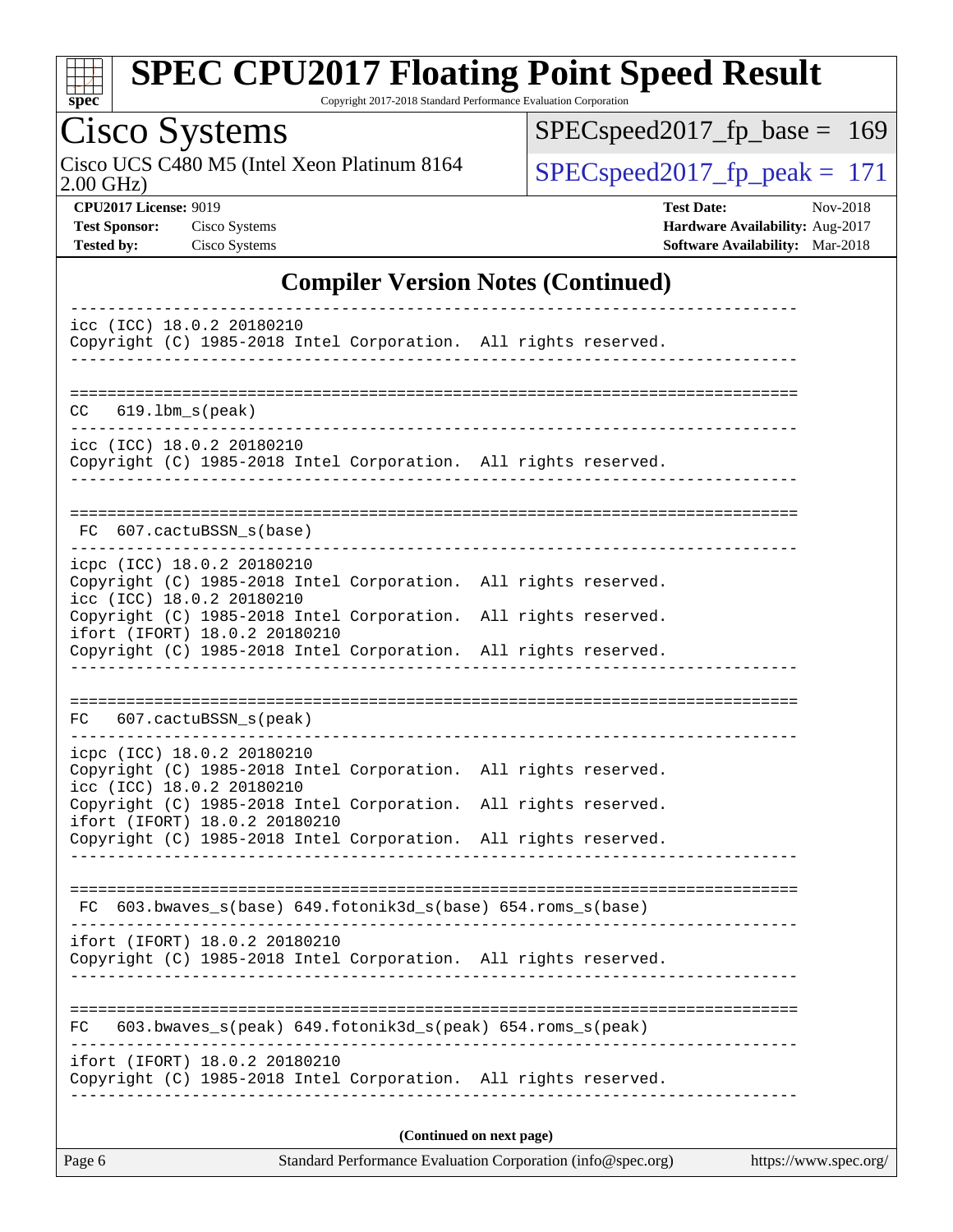# SPEC CPU2017 Floating Point Speed Result

Copyright 2017-2018 Standard Performance Evaluation Corporation

## Cisco Systems

Cisco UCS C480 M5 (Intel Xeon Platinum 8164 2.00 GHz)

SPECspeed2017_fp_base = 169

SPECspeed2017_fp_peak = 171

**CPU2017 License:** 9019
**Test Sponsor:** Cisco Systems
**Tested by:** Cisco Systems

**Test Date:** Nov-2018
**Hardware Availability:** Aug-2017
**Software Availability:** Mar-2018

### Compiler Version Notes (Continued)

```
------------------------------------------------------------------------------
icc (ICC) 18.0.2 20180210
Copyright (C) 1985-2018 Intel Corporation.  All rights reserved.
------------------------------------------------------------------------------

==============================================================================
CC   619.lbm_s(peak)
------------------------------------------------------------------------------
icc (ICC) 18.0.2 20180210
Copyright (C) 1985-2018 Intel Corporation.  All rights reserved.
------------------------------------------------------------------------------

==============================================================================
 FC  607.cactuBSSN_s(base)
------------------------------------------------------------------------------
icpc (ICC) 18.0.2 20180210
Copyright (C) 1985-2018 Intel Corporation.  All rights reserved.
icc (ICC) 18.0.2 20180210
Copyright (C) 1985-2018 Intel Corporation.  All rights reserved.
ifort (IFORT) 18.0.2 20180210
Copyright (C) 1985-2018 Intel Corporation.  All rights reserved.
------------------------------------------------------------------------------

==============================================================================
FC   607.cactuBSSN_s(peak)
------------------------------------------------------------------------------
icpc (ICC) 18.0.2 20180210
Copyright (C) 1985-2018 Intel Corporation.  All rights reserved.
icc (ICC) 18.0.2 20180210
Copyright (C) 1985-2018 Intel Corporation.  All rights reserved.
ifort (IFORT) 18.0.2 20180210
Copyright (C) 1985-2018 Intel Corporation.  All rights reserved.
------------------------------------------------------------------------------

==============================================================================
 FC  603.bwaves_s(base) 649.fotonik3d_s(base) 654.roms_s(base)
------------------------------------------------------------------------------
ifort (IFORT) 18.0.2 20180210
Copyright (C) 1985-2018 Intel Corporation.  All rights reserved.
------------------------------------------------------------------------------

==============================================================================
FC   603.bwaves_s(peak) 649.fotonik3d_s(peak) 654.roms_s(peak)
------------------------------------------------------------------------------
ifort (IFORT) 18.0.2 20180210
Copyright (C) 1985-2018 Intel Corporation.  All rights reserved.
------------------------------------------------------------------------------
```

**(Continued on next page)**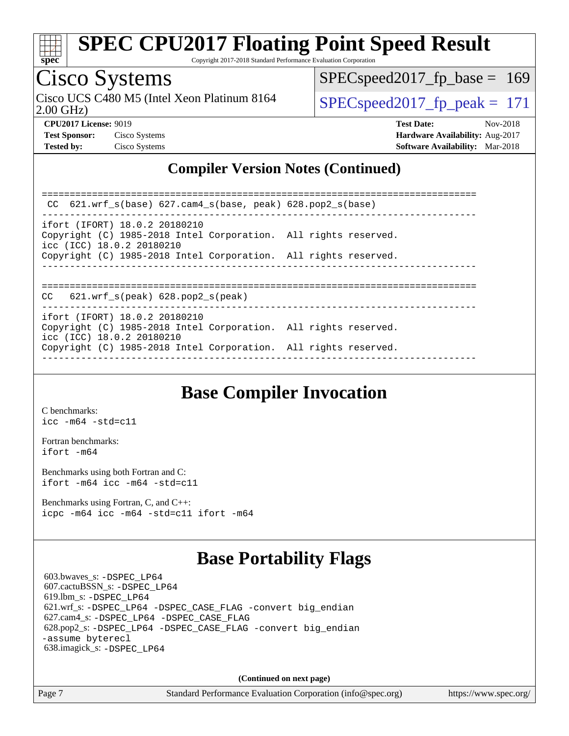## Compiler Version Notes (Continued)

```
==============================================================================
 CC  621.wrf_s(base) 627.cam4_s(base, peak) 628.pop2_s(base)
------------------------------------------------------------------------------
ifort (IFORT) 18.0.2 20180210
Copyright (C) 1985-2018 Intel Corporation.  All rights reserved.
icc (ICC) 18.0.2 20180210
Copyright (C) 1985-2018 Intel Corporation.  All rights reserved.
------------------------------------------------------------------------------

==============================================================================
CC   621.wrf_s(peak) 628.pop2_s(peak)
------------------------------------------------------------------------------
ifort (IFORT) 18.0.2 20180210
Copyright (C) 1985-2018 Intel Corporation.  All rights reserved.
icc (ICC) 18.0.2 20180210
Copyright (C) 1985-2018 Intel Corporation.  All rights reserved.
------------------------------------------------------------------------------
```

## Base Compiler Invocation

C benchmarks:
`icc -m64 -std=c11`

Fortran benchmarks:
`ifort -m64`

Benchmarks using both Fortran and C:
`ifort -m64 icc -m64 -std=c11`

Benchmarks using Fortran, C, and C++:
`icpc -m64 icc -m64 -std=c11 ifort -m64`

## Base Portability Flags

603.bwaves_s: `-DSPEC_LP64`
607.cactuBSSN_s: `-DSPEC_LP64`
619.lbm_s: `-DSPEC_LP64`
621.wrf_s: `-DSPEC_LP64 -DSPEC_CASE_FLAG -convert big_endian`
627.cam4_s: `-DSPEC_LP64 -DSPEC_CASE_FLAG`
628.pop2_s: `-DSPEC_LP64 -DSPEC_CASE_FLAG -convert big_endian -assume byterecl`
638.imagick_s: `-DSPEC_LP64`

**(Continued on next page)**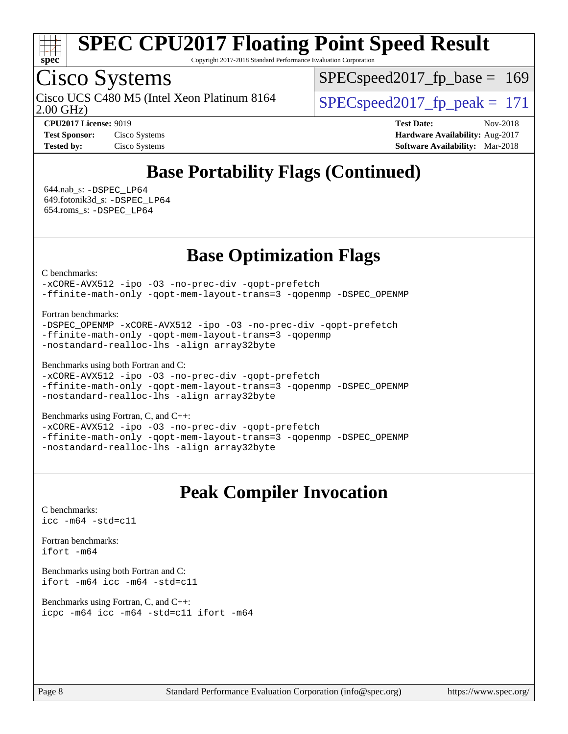# SPEC CPU2017 Floating Point Speed Result

Copyright 2017-2018 Standard Performance Evaluation Corporation

## Cisco Systems

Cisco UCS C480 M5 (Intel Xeon Platinum 8164 2.00 GHz)

SPECspeed2017_fp_base = 169

SPECspeed2017_fp_peak = 171

**CPU2017 License:** 9019
**Test Sponsor:** Cisco Systems
**Tested by:** Cisco Systems

**Test Date:** Nov-2018
**Hardware Availability:** Aug-2017
**Software Availability:** Mar-2018

## Base Portability Flags (Continued)

644.nab_s: -DSPEC_LP64
649.fotonik3d_s: -DSPEC_LP64
654.roms_s: -DSPEC_LP64

## Base Optimization Flags

C benchmarks:
```
-xCORE-AVX512 -ipo -O3 -no-prec-div -qopt-prefetch
-ffinite-math-only -qopt-mem-layout-trans=3 -qopenmp -DSPEC_OPENMP
```

Fortran benchmarks:
```
-DSPEC_OPENMP -xCORE-AVX512 -ipo -O3 -no-prec-div -qopt-prefetch
-ffinite-math-only -qopt-mem-layout-trans=3 -qopenmp
-nostandard-realloc-lhs -align array32byte
```

Benchmarks using both Fortran and C:
```
-xCORE-AVX512 -ipo -O3 -no-prec-div -qopt-prefetch
-ffinite-math-only -qopt-mem-layout-trans=3 -qopenmp -DSPEC_OPENMP
-nostandard-realloc-lhs -align array32byte
```

Benchmarks using Fortran, C, and C++:
```
-xCORE-AVX512 -ipo -O3 -no-prec-div -qopt-prefetch
-ffinite-math-only -qopt-mem-layout-trans=3 -qopenmp -DSPEC_OPENMP
-nostandard-realloc-lhs -align array32byte
```

## Peak Compiler Invocation

C benchmarks:
```
icc -m64 -std=c11
```

Fortran benchmarks:
```
ifort -m64
```

Benchmarks using both Fortran and C:
```
ifort -m64 icc -m64 -std=c11
```

Benchmarks using Fortran, C, and C++:
```
icpc -m64 icc -m64 -std=c11 ifort -m64
```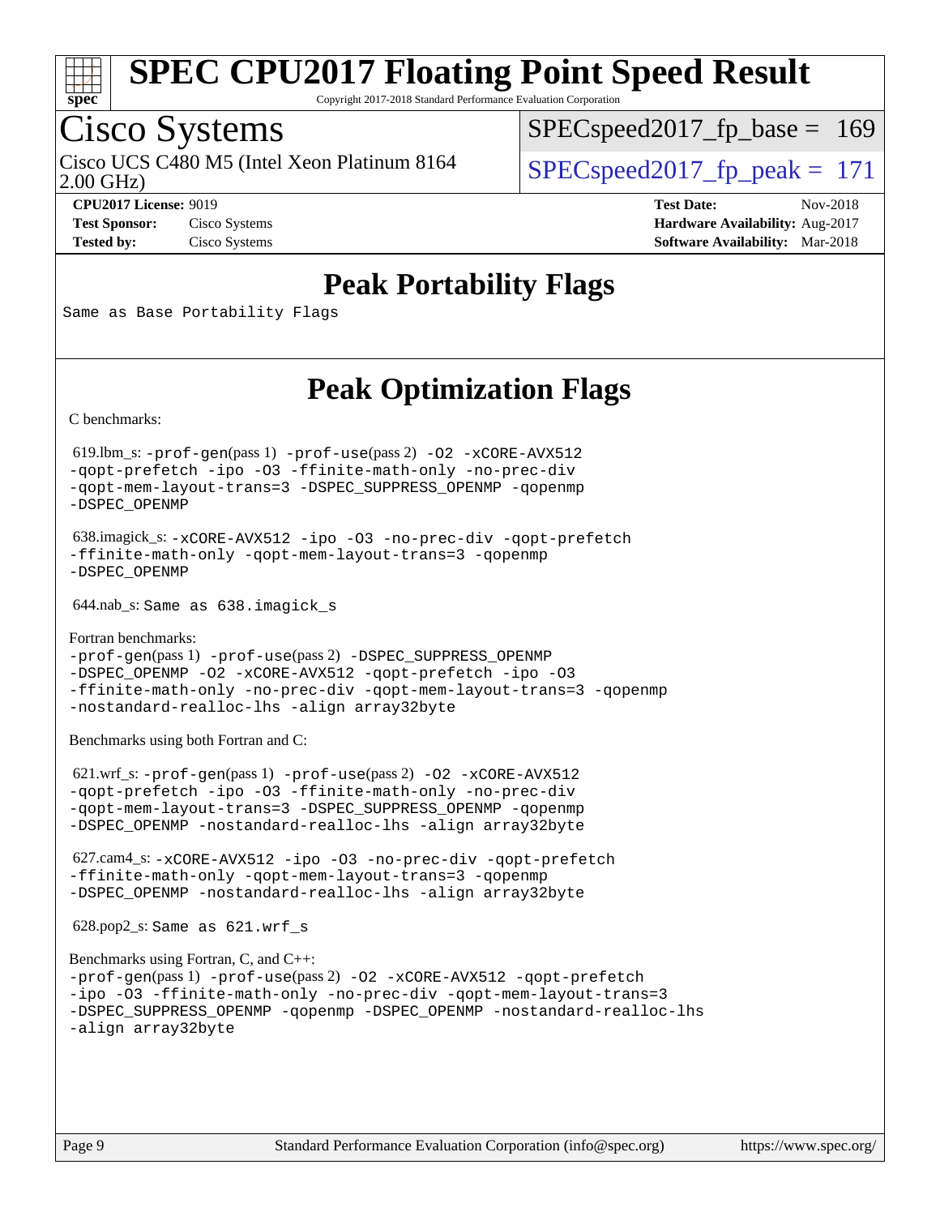# SPEC CPU2017 Floating Point Speed Result

Copyright 2017-2018 Standard Performance Evaluation Corporation

## Cisco Systems

Cisco UCS C480 M5 (Intel Xeon Platinum 8164 2.00 GHz)

SPECspeed2017_fp_base = 169

SPECspeed2017_fp_peak = 171

**CPU2017 License:** 9019
**Test Sponsor:** Cisco Systems
**Tested by:** Cisco Systems

**Test Date:** Nov-2018
**Hardware Availability:** Aug-2017
**Software Availability:** Mar-2018

## Peak Portability Flags

Same as Base Portability Flags

## Peak Optimization Flags

C benchmarks:

619.lbm_s: -prof-gen(pass 1) -prof-use(pass 2) -O2 -xCORE-AVX512 -qopt-prefetch -ipo -O3 -ffinite-math-only -no-prec-div -qopt-mem-layout-trans=3 -DSPEC_SUPPRESS_OPENMP -qopenmp -DSPEC_OPENMP

638.imagick_s: -xCORE-AVX512 -ipo -O3 -no-prec-div -qopt-prefetch -ffinite-math-only -qopt-mem-layout-trans=3 -qopenmp -DSPEC_OPENMP

644.nab_s: Same as 638.imagick_s

Fortran benchmarks:

-prof-gen(pass 1) -prof-use(pass 2) -DSPEC_SUPPRESS_OPENMP -DSPEC_OPENMP -O2 -xCORE-AVX512 -qopt-prefetch -ipo -O3 -ffinite-math-only -no-prec-div -qopt-mem-layout-trans=3 -qopenmp -nostandard-realloc-lhs -align array32byte

Benchmarks using both Fortran and C:

621.wrf_s: -prof-gen(pass 1) -prof-use(pass 2) -O2 -xCORE-AVX512 -qopt-prefetch -ipo -O3 -ffinite-math-only -no-prec-div -qopt-mem-layout-trans=3 -DSPEC_SUPPRESS_OPENMP -qopenmp -DSPEC_OPENMP -nostandard-realloc-lhs -align array32byte

627.cam4_s: -xCORE-AVX512 -ipo -O3 -no-prec-div -qopt-prefetch -ffinite-math-only -qopt-mem-layout-trans=3 -qopenmp -DSPEC_OPENMP -nostandard-realloc-lhs -align array32byte

628.pop2_s: Same as 621.wrf_s

Benchmarks using Fortran, C, and C++:

-prof-gen(pass 1) -prof-use(pass 2) -O2 -xCORE-AVX512 -qopt-prefetch -ipo -O3 -ffinite-math-only -no-prec-div -qopt-mem-layout-trans=3 -DSPEC_SUPPRESS_OPENMP -qopenmp -DSPEC_OPENMP -nostandard-realloc-lhs -align array32byte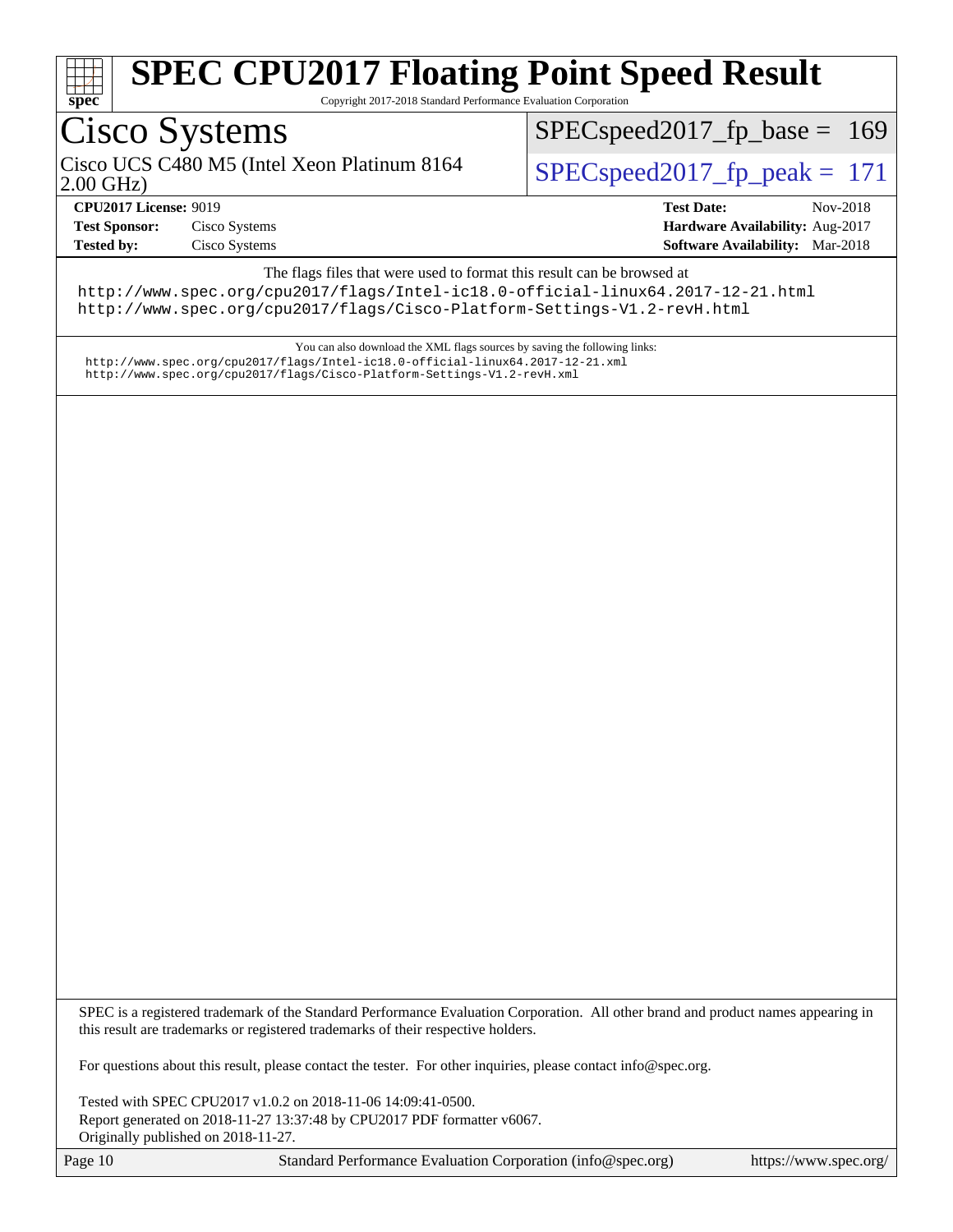# SPEC CPU2017 Floating Point Speed Result

Copyright 2017-2018 Standard Performance Evaluation Corporation

## Cisco Systems

Cisco UCS C480 M5 (Intel Xeon Platinum 8164 2.00 GHz)

SPECspeed2017_fp_base = 169

SPECspeed2017_fp_peak = 171

**CPU2017 License:** 9019
**Test Sponsor:** Cisco Systems
**Tested by:** Cisco Systems

**Test Date:** Nov-2018
**Hardware Availability:** Aug-2017
**Software Availability:** Mar-2018

The flags files that were used to format this result can be browsed at
http://www.spec.org/cpu2017/flags/Intel-ic18.0-official-linux64.2017-12-21.html
http://www.spec.org/cpu2017/flags/Cisco-Platform-Settings-V1.2-revH.html

You can also download the XML flags sources by saving the following links:
http://www.spec.org/cpu2017/flags/Intel-ic18.0-official-linux64.2017-12-21.xml
http://www.spec.org/cpu2017/flags/Cisco-Platform-Settings-V1.2-revH.xml

SPEC is a registered trademark of the Standard Performance Evaluation Corporation. All other brand and product names appearing in this result are trademarks or registered trademarks of their respective holders.

For questions about this result, please contact the tester. For other inquiries, please contact info@spec.org.

Tested with SPEC CPU2017 v1.0.2 on 2018-11-06 14:09:41-0500.
Report generated on 2018-11-27 13:37:48 by CPU2017 PDF formatter v6067.
Originally published on 2018-11-27.